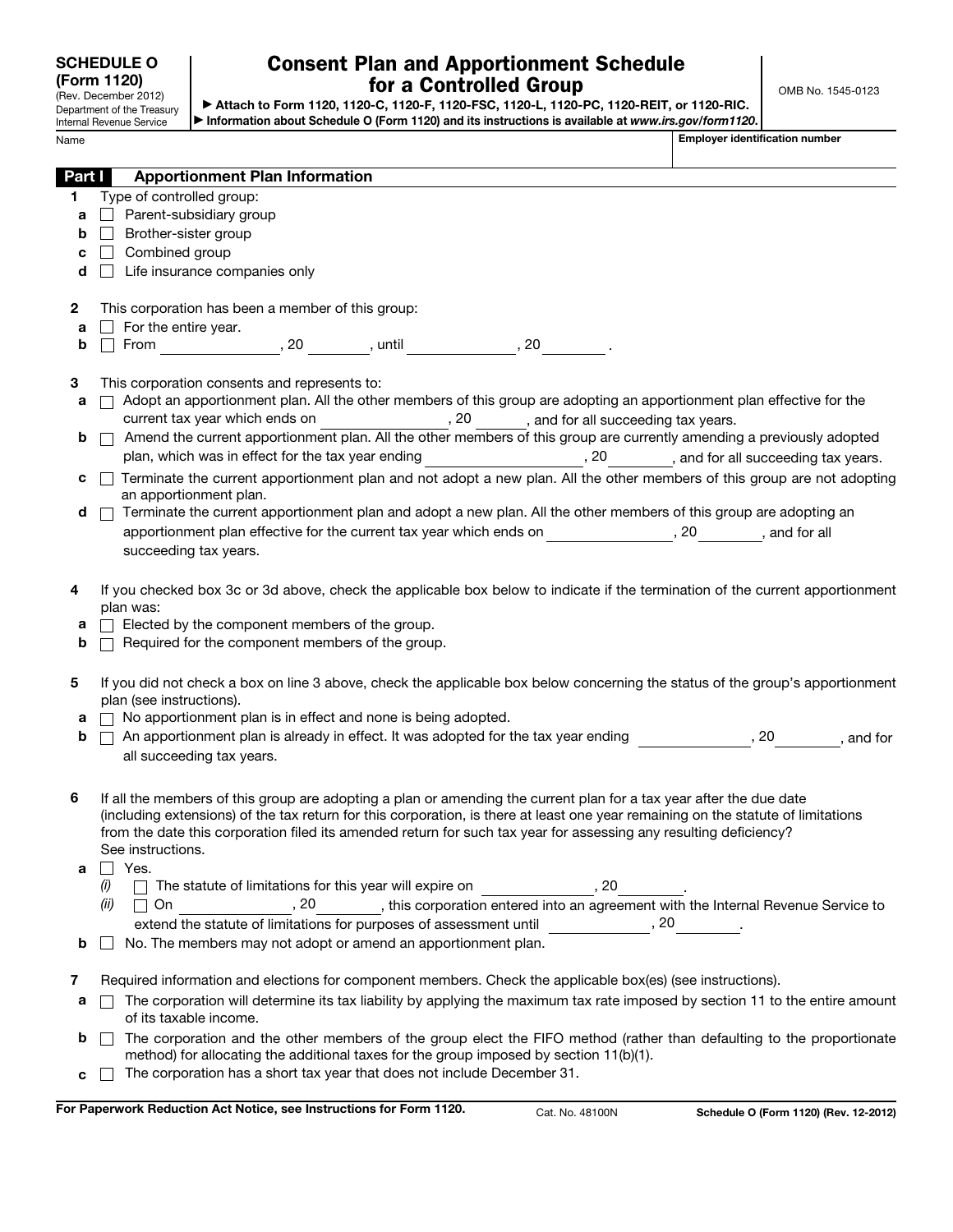**SCHEDULE O (Form 1120)**
(Rev. December 2012)
Department of the Treasury
Internal Revenue Service

# Consent Plan and Apportionment Schedule for a Controlled Group

▶ Attach to Form 1120, 1120-C, 1120-F, 1120-FSC, 1120-L, 1120-PC, 1120-REIT, or 1120-RIC.
▶ Information about Schedule O (Form 1120) and its instructions is available at *www.irs.gov/form1120*.

OMB No. 1545-0123

Name | **Employer identification number**

## Part I Apportionment Plan Information

**1** Type of controlled group:

- **a** ☐ Parent-subsidiary group
- **b** ☐ Brother-sister group
- **c** ☐ Combined group
- **d** ☐ Life insurance companies only

**2** This corporation has been a member of this group:

- **a** ☐ For the entire year.
- **b** ☐ From ______________, 20 ________, until ______________, 20 ________ .

**3** This corporation consents and represents to:

- **a** ☐ Adopt an apportionment plan. All the other members of this group are adopting an apportionment plan effective for the current tax year which ends on ______________, 20 ______, and for all succeeding tax years.
- **b** ☐ Amend the current apportionment plan. All the other members of this group are currently amending a previously adopted plan, which was in effect for the tax year ending ______________, 20 ________, and for all succeeding tax years.
- **c** ☐ Terminate the current apportionment plan and not adopt a new plan. All the other members of this group are not adopting an apportionment plan.
- **d** ☐ Terminate the current apportionment plan and adopt a new plan. All the other members of this group are adopting an apportionment plan effective for the current tax year which ends on ______________, 20 ________, and for all succeeding tax years.

**4** If you checked box 3c or 3d above, check the applicable box below to indicate if the termination of the current apportionment plan was:

- **a** ☐ Elected by the component members of the group.
- **b** ☐ Required for the component members of the group.

**5** If you did not check a box on line 3 above, check the applicable box below concerning the status of the group's apportionment plan (see instructions).

- **a** ☐ No apportionment plan is in effect and none is being adopted.
- **b** ☐ An apportionment plan is already in effect. It was adopted for the tax year ending ______________, 20 ________, and for all succeeding tax years.

**6** If all the members of this group are adopting a plan or amending the current plan for a tax year after the due date (including extensions) of the tax return for this corporation, is there at least one year remaining on the statute of limitations from the date this corporation filed its amended return for such tax year for assessing any resulting deficiency? See instructions.

- **a** ☐ Yes.
  - *(i)* ☐ The statute of limitations for this year will expire on ______________, 20 ________.
  - *(ii)* ☐ On ______________, 20 ________, this corporation entered into an agreement with the Internal Revenue Service to extend the statute of limitations for purposes of assessment until ______________, 20 ________.
- **b** ☐ No. The members may not adopt or amend an apportionment plan.

**7** Required information and elections for component members. Check the applicable box(es) (see instructions).

- **a** ☐ The corporation will determine its tax liability by applying the maximum tax rate imposed by section 11 to the entire amount of its taxable income.
- **b** ☐ The corporation and the other members of the group elect the FIFO method (rather than defaulting to the proportionate method) for allocating the additional taxes for the group imposed by section 11(b)(1).
- **c** ☐ The corporation has a short tax year that does not include December 31.

**For Paperwork Reduction Act Notice, see Instructions for Form 1120.** Cat. No. 48100N **Schedule O (Form 1120) (Rev. 12-2012)**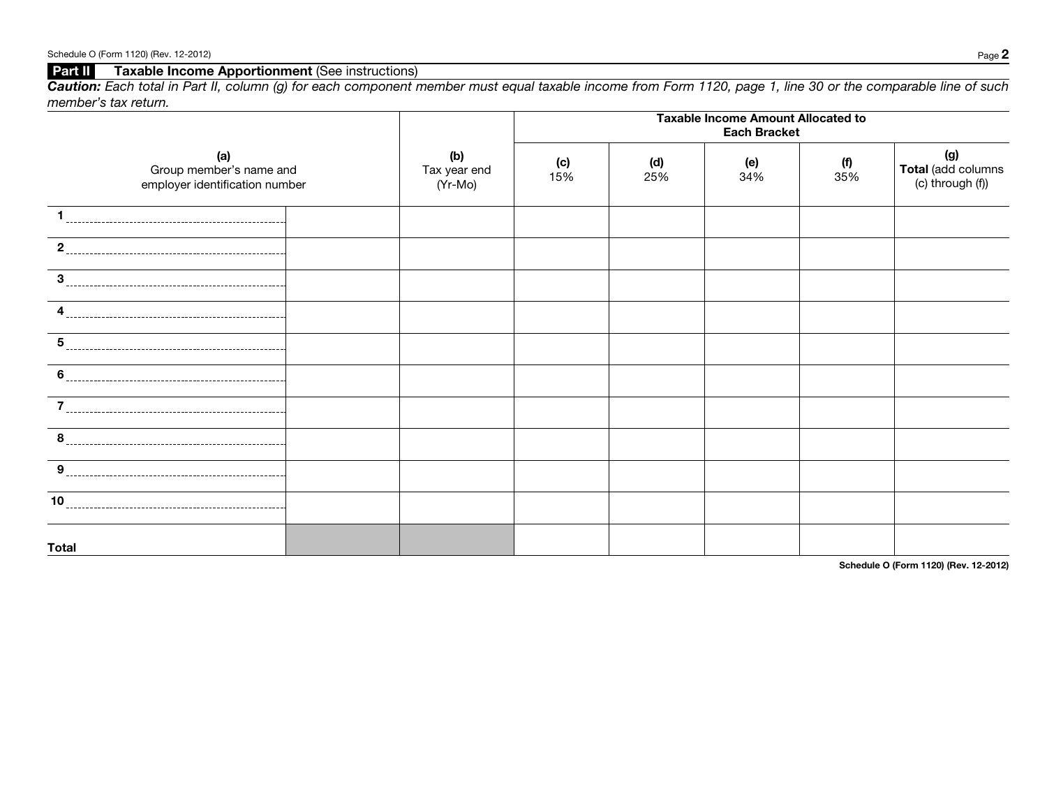**Part II** **Taxable Income Apportionment** (See instructions)

***Caution:*** *Each total in Part II, column (g) for each component member must equal taxable income from Form 1120, page 1, line 30 or the comparable line of such member's tax return.*

| **(a)** Group member's name and employer identification number | | **(b)** Tax year end (Yr-Mo) | Taxable Income Amount Allocated to Each Bracket | | | | |
|---|---|---|---|---|---|---|---|
| | | | **(c)** 15% | **(d)** 25% | **(e)** 34% | **(f)** 35% | **(g)** **Total** (add columns (c) through (f)) |
| 1 | | | | | | | |
| 2 | | | | | | | |
| 3 | | | | | | | |
| 4 | | | | | | | |
| 5 | | | | | | | |
| 6 | | | | | | | |
| 7 | | | | | | | |
| 8 | | | | | | | |
| 9 | | | | | | | |
| 10 | | | | | | | |
| **Total** | | | | | | | |

**Schedule O (Form 1120) (Rev. 12-2012)**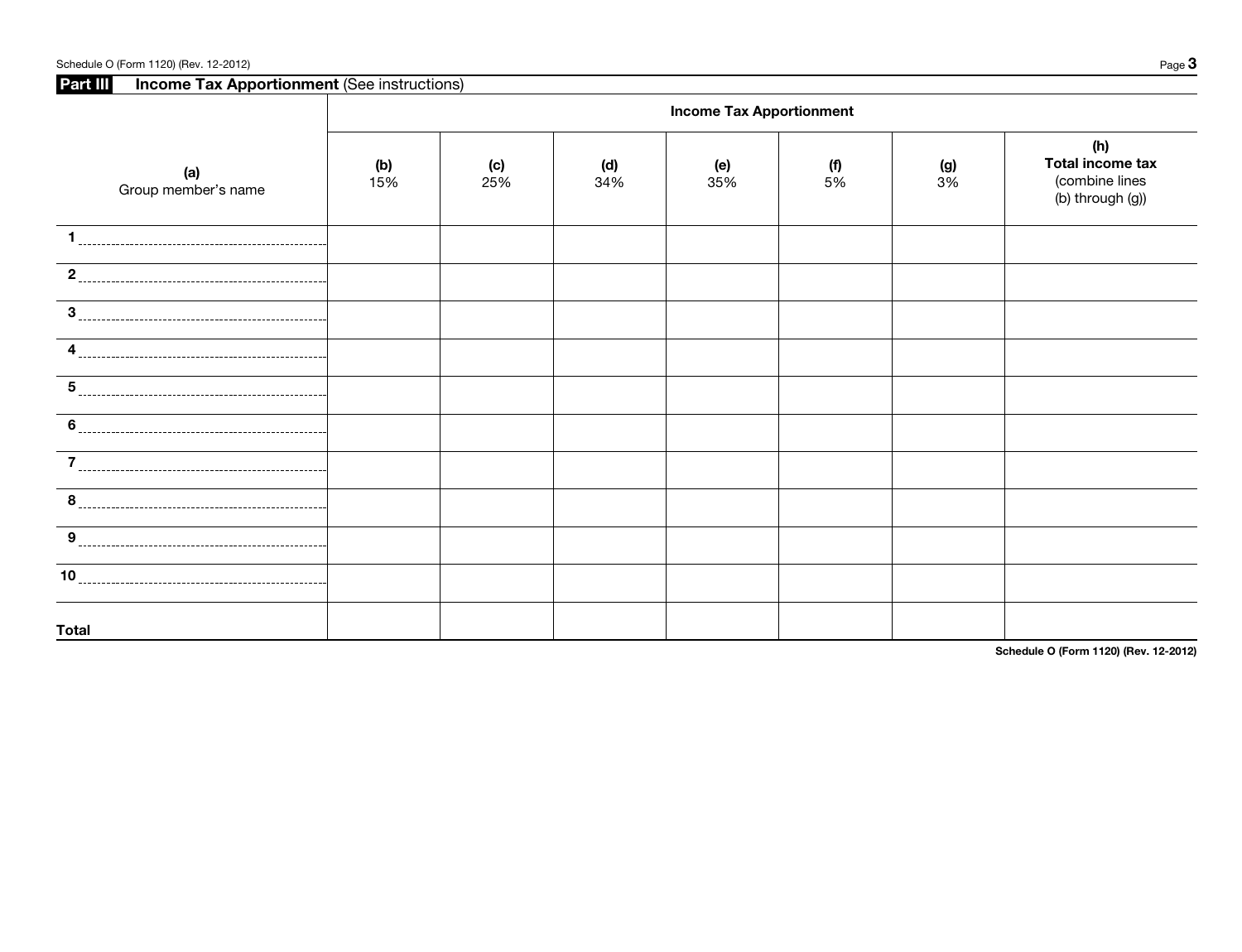## Part III Income Tax Apportionment (See instructions)

| (a) Group member's name | Income Tax Apportionment | | | | | | |
|---|---|---|---|---|---|---|---|
| | (b) 15% | (c) 25% | (d) 34% | (e) 35% | (f) 5% | (g) 3% | (h) Total income tax (combine lines (b) through (g)) |
| 1 | | | | | | | |
| 2 | | | | | | | |
| 3 | | | | | | | |
| 4 | | | | | | | |
| 5 | | | | | | | |
| 6 | | | | | | | |
| 7 | | | | | | | |
| 8 | | | | | | | |
| 9 | | | | | | | |
| 10 | | | | | | | |
| Total | | | | | | | |

Schedule O (Form 1120) (Rev. 12-2012)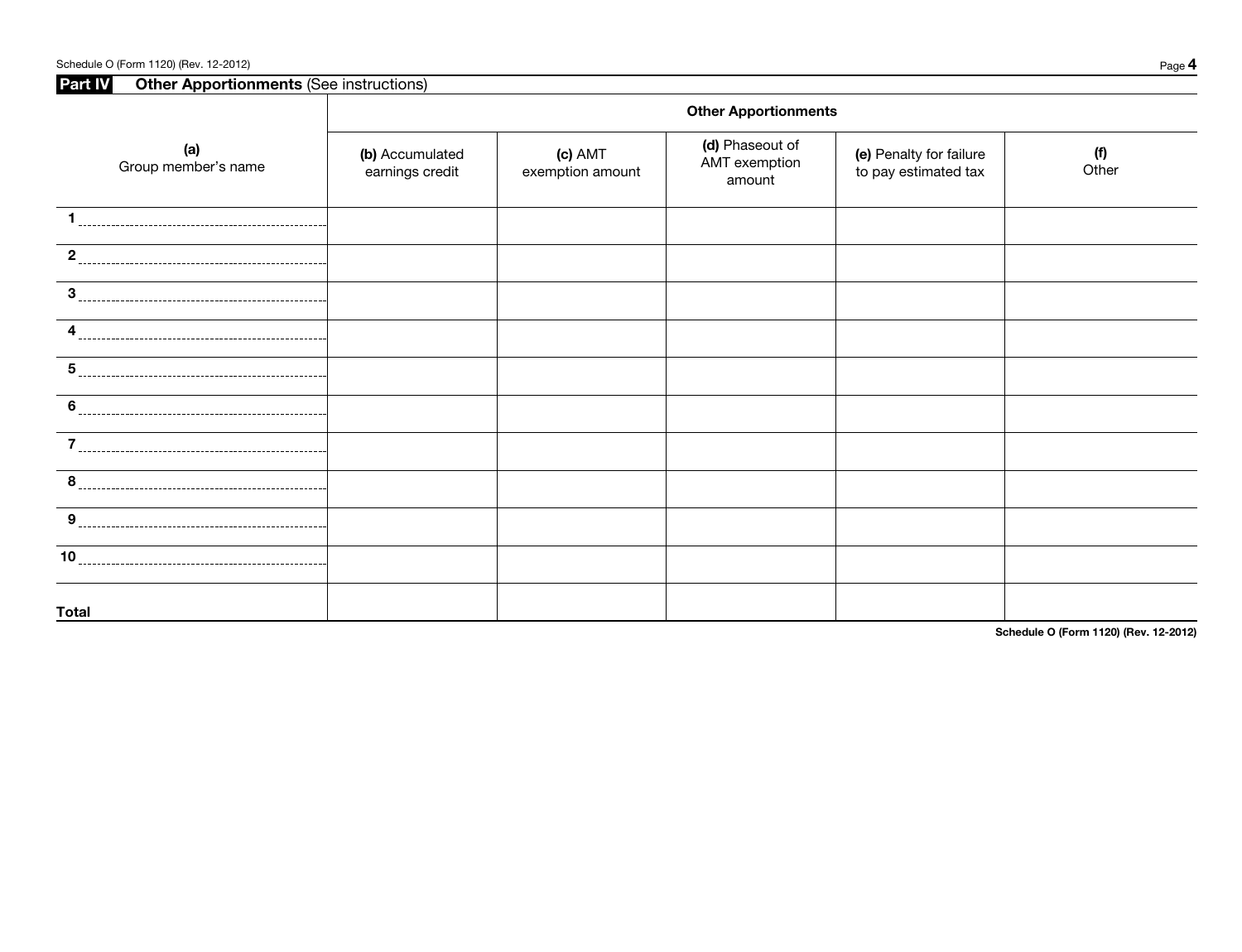## Part IV Other Apportionments (See instructions)

| (a) Group member's name | Other Apportionments | | | | |
|---|---|---|---|---|---|
| | (b) Accumulated earnings credit | (c) AMT exemption amount | (d) Phaseout of AMT exemption amount | (e) Penalty for failure to pay estimated tax | (f) Other |
| 1 | | | | | |
| 2 | | | | | |
| 3 | | | | | |
| 4 | | | | | |
| 5 | | | | | |
| 6 | | | | | |
| 7 | | | | | |
| 8 | | | | | |
| 9 | | | | | |
| 10 | | | | | |
| Total | | | | | |

Schedule O (Form 1120) (Rev. 12-2012)